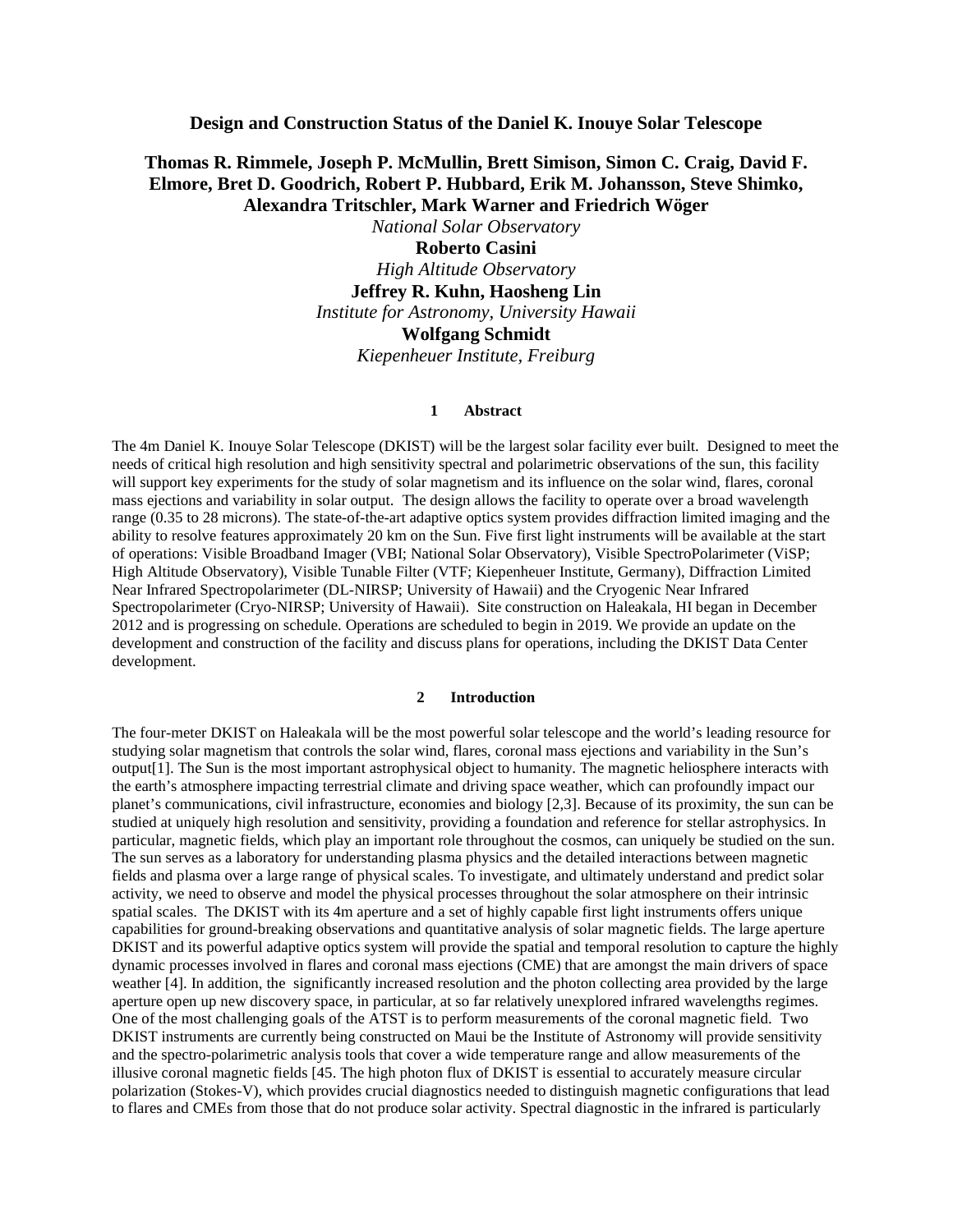# Design and Construction Status of the Daniel K. Inouye Solar Telescope

**Thomas R. Rimmele, Joseph P. McMullin, Brett Simison, Simon C. Craig, David F. Elmore, Bret D. Goodrich, Robert P. Hubbard, Erik M. Johansson, Steve Shimko, Alexandra Tritschler, Mark Warner and Friedrich Wöger**

*National Solar Observatory*

**Roberto Casini**

*High Altitude Observatory*

**Jeffrey R. Kuhn, Haosheng Lin**

*Institute for Astronomy, University Hawaii*

**Wolfgang Schmidt**

*Kiepenheuer Institute, Freiburg*

## 1 Abstract

The 4m Daniel K. Inouye Solar Telescope (DKIST) will be the largest solar facility ever built. Designed to meet the needs of critical high resolution and high sensitivity spectral and polarimetric observations of the sun, this facility will support key experiments for the study of solar magnetism and its influence on the solar wind, flares, coronal mass ejections and variability in solar output. The design allows the facility to operate over a broad wavelength range (0.35 to 28 microns). The state-of-the-art adaptive optics system provides diffraction limited imaging and the ability to resolve features approximately 20 km on the Sun. Five first light instruments will be available at the start of operations: Visible Broadband Imager (VBI; National Solar Observatory), Visible SpectroPolarimeter (ViSP; High Altitude Observatory), Visible Tunable Filter (VTF; Kiepenheuer Institute, Germany), Diffraction Limited Near Infrared Spectropolarimeter (DL-NIRSP; University of Hawaii) and the Cryogenic Near Infrared Spectropolarimeter (Cryo-NIRSP; University of Hawaii). Site construction on Haleakala, HI began in December 2012 and is progressing on schedule. Operations are scheduled to begin in 2019. We provide an update on the development and construction of the facility and discuss plans for operations, including the DKIST Data Center development.

## 2 Introduction

The four-meter DKIST on Haleakala will be the most powerful solar telescope and the world's leading resource for studying solar magnetism that controls the solar wind, flares, coronal mass ejections and variability in the Sun's output[1]. The Sun is the most important astrophysical object to humanity. The magnetic heliosphere interacts with the earth's atmosphere impacting terrestrial climate and driving space weather, which can profoundly impact our planet's communications, civil infrastructure, economies and biology [2,3]. Because of its proximity, the sun can be studied at uniquely high resolution and sensitivity, providing a foundation and reference for stellar astrophysics. In particular, magnetic fields, which play an important role throughout the cosmos, can uniquely be studied on the sun. The sun serves as a laboratory for understanding plasma physics and the detailed interactions between magnetic fields and plasma over a large range of physical scales. To investigate, and ultimately understand and predict solar activity, we need to observe and model the physical processes throughout the solar atmosphere on their intrinsic spatial scales. The DKIST with its 4m aperture and a set of highly capable first light instruments offers unique capabilities for ground-breaking observations and quantitative analysis of solar magnetic fields. The large aperture DKIST and its powerful adaptive optics system will provide the spatial and temporal resolution to capture the highly dynamic processes involved in flares and coronal mass ejections (CME) that are amongst the main drivers of space weather [4]. In addition, the significantly increased resolution and the photon collecting area provided by the large aperture open up new discovery space, in particular, at so far relatively unexplored infrared wavelengths regimes. One of the most challenging goals of the ATST is to perform measurements of the coronal magnetic field. Two DKIST instruments are currently being constructed on Maui be the Institute of Astronomy will provide sensitivity and the spectro-polarimetric analysis tools that cover a wide temperature range and allow measurements of the illusive coronal magnetic fields [45. The high photon flux of DKIST is essential to accurately measure circular polarization (Stokes-V), which provides crucial diagnostics needed to distinguish magnetic configurations that lead to flares and CMEs from those that do not produce solar activity. Spectral diagnostic in the infrared is particularly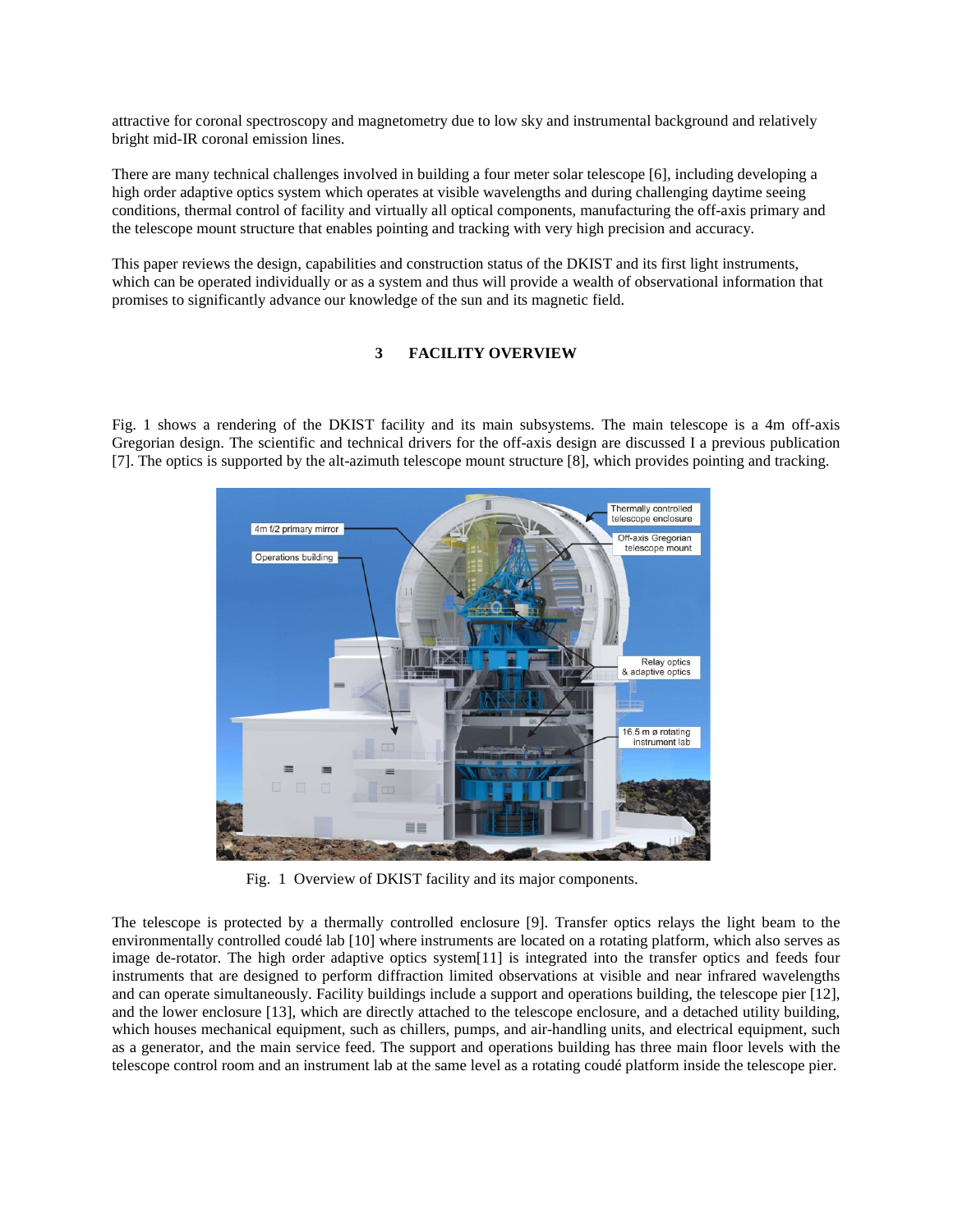attractive for coronal spectroscopy and magnetometry due to low sky and instrumental background and relatively bright mid-IR coronal emission lines.

There are many technical challenges involved in building a four meter solar telescope [6], including developing a high order adaptive optics system which operates at visible wavelengths and during challenging daytime seeing conditions, thermal control of facility and virtually all optical components, manufacturing the off-axis primary and the telescope mount structure that enables pointing and tracking with very high precision and accuracy.

This paper reviews the design, capabilities and construction status of the DKIST and its first light instruments, which can be operated individually or as a system and thus will provide a wealth of observational information that promises to significantly advance our knowledge of the sun and its magnetic field.

## 3 FACILITY OVERVIEW

Fig. 1 shows a rendering of the DKIST facility and its main subsystems. The main telescope is a 4m off-axis Gregorian design. The scientific and technical drivers for the off-axis design are discussed I a previous publication [7]. The optics is supported by the alt-azimuth telescope mount structure [8], which provides pointing and tracking.

Fig. 1 Overview of DKIST facility and its major components.

The telescope is protected by a thermally controlled enclosure [9]. Transfer optics relays the light beam to the environmentally controlled coudé lab [10] where instruments are located on a rotating platform, which also serves as image de-rotator. The high order adaptive optics system[11] is integrated into the transfer optics and feeds four instruments that are designed to perform diffraction limited observations at visible and near infrared wavelengths and can operate simultaneously. Facility buildings include a support and operations building, the telescope pier [12], and the lower enclosure [13], which are directly attached to the telescope enclosure, and a detached utility building, which houses mechanical equipment, such as chillers, pumps, and air-handling units, and electrical equipment, such as a generator, and the main service feed. The support and operations building has three main floor levels with the telescope control room and an instrument lab at the same level as a rotating coudé platform inside the telescope pier.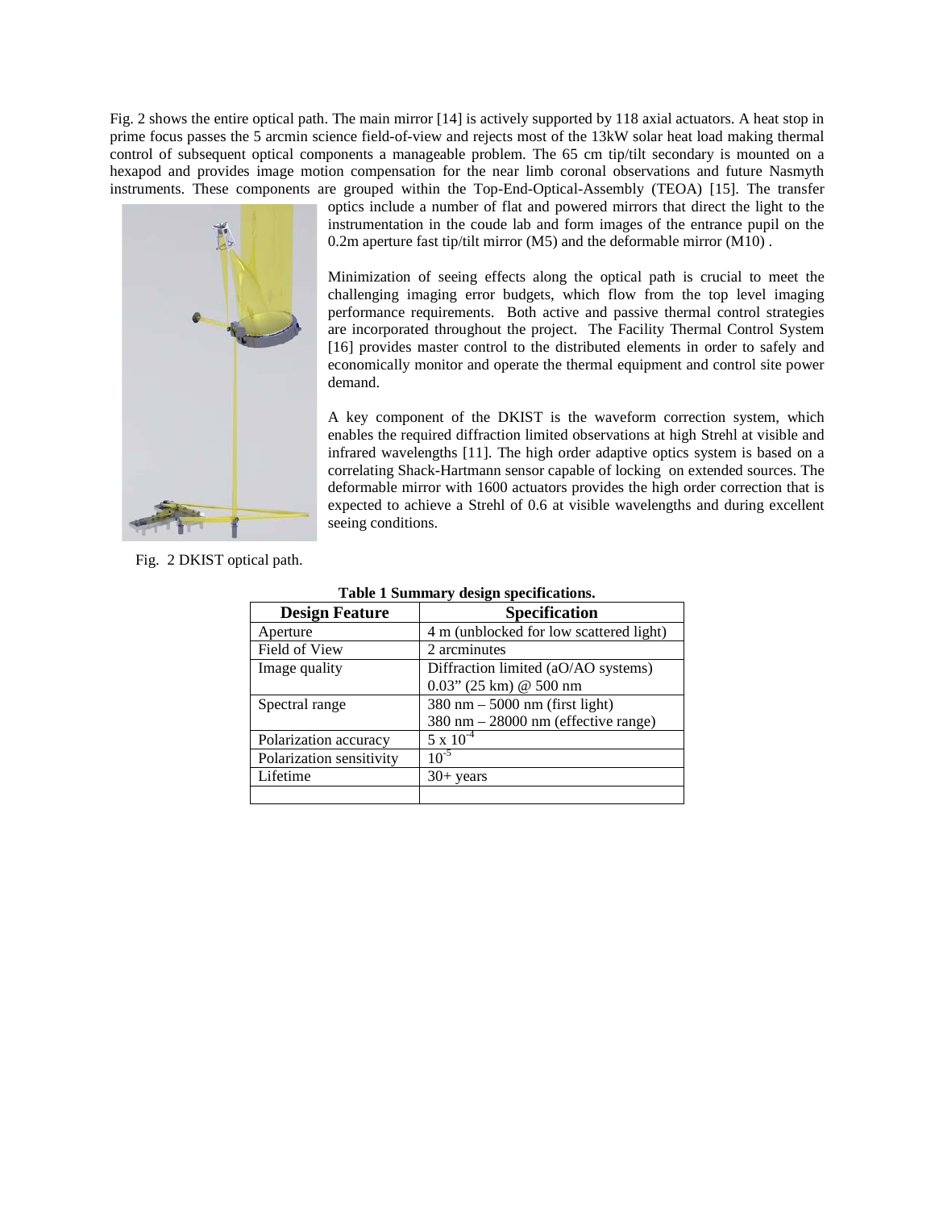Fig. 2 shows the entire optical path. The main mirror [14] is actively supported by 118 axial actuators. A heat stop in prime focus passes the 5 arcmin science field-of-view and rejects most of the 13kW solar heat load making thermal control of subsequent optical components a manageable problem. The 65 cm tip/tilt secondary is mounted on a hexapod and provides image motion compensation for the near limb coronal observations and future Nasmyth instruments. These components are grouped within the Top-End-Optical-Assembly (TEOA) [15]. The transfer optics include a number of flat and powered mirrors that direct the light to the instrumentation in the coude lab and form images of the entrance pupil on the 0.2m aperture fast tip/tilt mirror (M5) and the deformable mirror (M10) .

Minimization of seeing effects along the optical path is crucial to meet the challenging imaging error budgets, which flow from the top level imaging performance requirements. Both active and passive thermal control strategies are incorporated throughout the project. The Facility Thermal Control System [16] provides master control to the distributed elements in order to safely and economically monitor and operate the thermal equipment and control site power demand.

A key component of the DKIST is the waveform correction system, which enables the required diffraction limited observations at high Strehl at visible and infrared wavelengths [11]. The high order adaptive optics system is based on a correlating Shack-Hartmann sensor capable of locking on extended sources. The deformable mirror with 1600 actuators provides the high order correction that is expected to achieve a Strehl of 0.6 at visible wavelengths and during excellent seeing conditions.

Fig. 2 DKIST optical path.

**Table 1 Summary design specifications.**

| Design Feature | Specification |
|---|---|
| Aperture | 4 m (unblocked for low scattered light) |
| Field of View | 2 arcminutes |
| Image quality | Diffraction limited (aO/AO systems)<br>0.03" (25 km) @ 500 nm |
| Spectral range | 380 nm – 5000 nm (first light)<br>380 nm – 28000 nm (effective range) |
| Polarization accuracy | $5 \times 10^{-4}$ |
| Polarization sensitivity | $10^{-5}$ |
| Lifetime | 30+ years |
| | |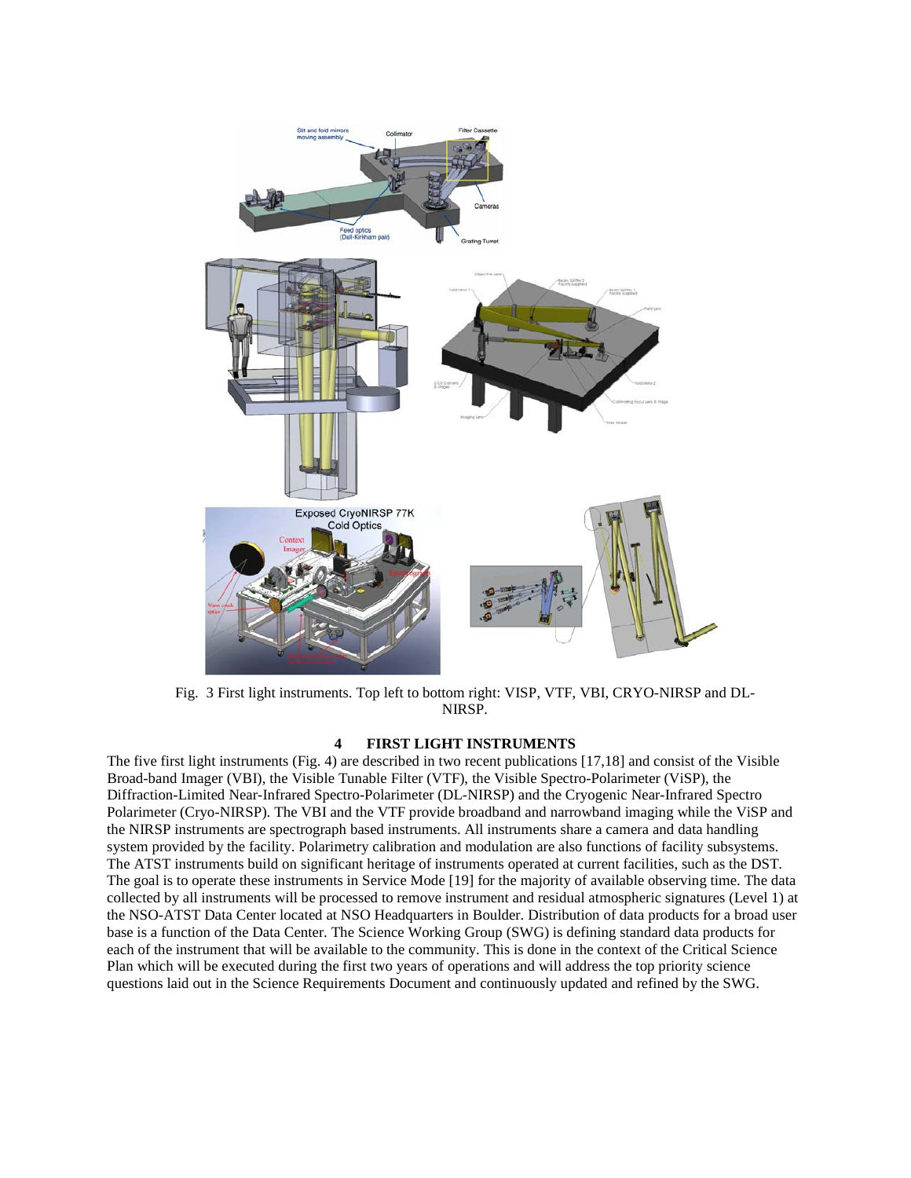Fig. 3 First light instruments. Top left to bottom right: VISP, VTF, VBI, CRYO-NIRSP and DL-NIRSP.

## 4 FIRST LIGHT INSTRUMENTS

The five first light instruments (Fig. 4) are described in two recent publications [17,18] and consist of the Visible Broad-band Imager (VBI), the Visible Tunable Filter (VTF), the Visible Spectro-Polarimeter (ViSP), the Diffraction-Limited Near-Infrared Spectro-Polarimeter (DL-NIRSP) and the Cryogenic Near-Infrared Spectro Polarimeter (Cryo-NIRSP). The VBI and the VTF provide broadband and narrowband imaging while the ViSP and the NIRSP instruments are spectrograph based instruments. All instruments share a camera and data handling system provided by the facility. Polarimetry calibration and modulation are also functions of facility subsystems. The ATST instruments build on significant heritage of instruments operated at current facilities, such as the DST. The goal is to operate these instruments in Service Mode [19] for the majority of available observing time. The data collected by all instruments will be processed to remove instrument and residual atmospheric signatures (Level 1) at the NSO-ATST Data Center located at NSO Headquarters in Boulder. Distribution of data products for a broad user base is a function of the Data Center. The Science Working Group (SWG) is defining standard data products for each of the instrument that will be available to the community. This is done in the context of the Critical Science Plan which will be executed during the first two years of operations and will address the top priority science questions laid out in the Science Requirements Document and continuously updated and refined by the SWG.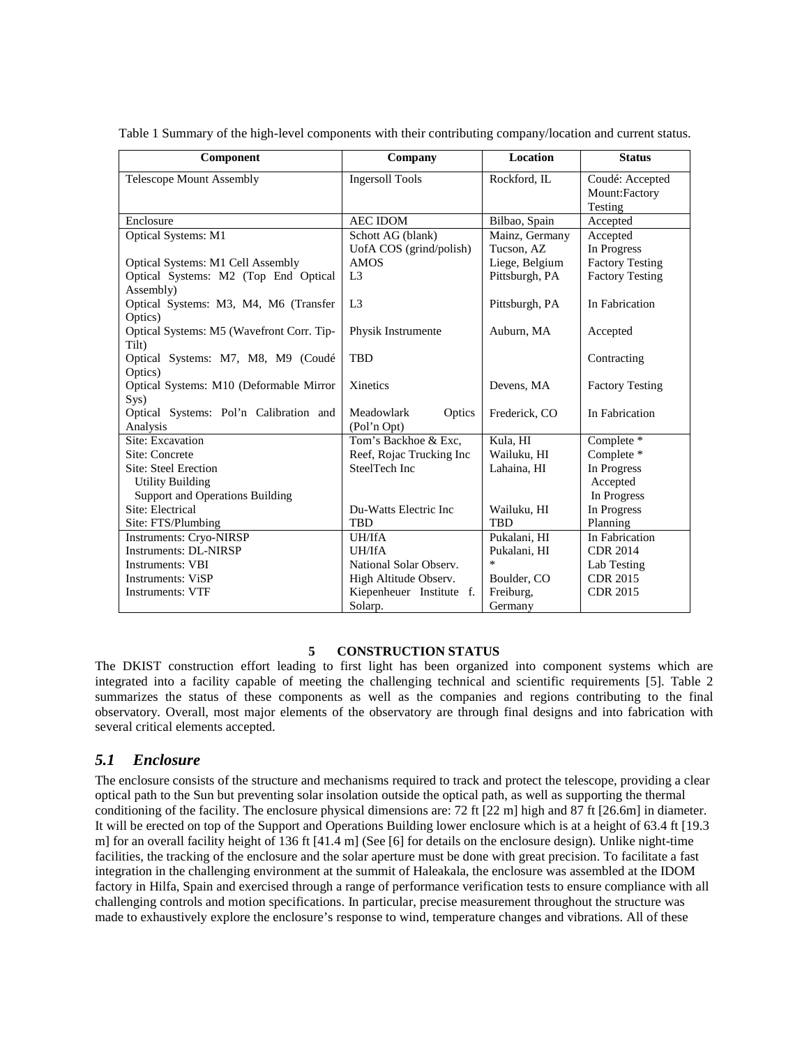Table 1 Summary of the high-level components with their contributing company/location and current status.

| Component | Company | Location | Status |
|---|---|---|---|
| Telescope Mount Assembly | Ingersoll Tools | Rockford, IL | Coudé: Accepted Mount:Factory Testing |
| Enclosure | AEC IDOM | Bilbao, Spain | Accepted |
| Optical Systems: M1 | Schott AG (blank) UofA COS (grind/polish) | Mainz, Germany Tucson, AZ | Accepted In Progress |
| Optical Systems: M1 Cell Assembly | AMOS | Liege, Belgium | Factory Testing |
| Optical Systems: M2 (Top End Optical Assembly) | L3 | Pittsburgh, PA | Factory Testing |
| Optical Systems: M3, M4, M6 (Transfer Optics) | L3 | Pittsburgh, PA | In Fabrication |
| Optical Systems: M5 (Wavefront Corr. Tip-Tilt) | Physik Instrumente | Auburn, MA | Accepted |
| Optical Systems: M7, M8, M9 (Coudé Optics) | TBD | | Contracting |
| Optical Systems: M10 (Deformable Mirror Sys) | Xinetics | Devens, MA | Factory Testing |
| Optical Systems: Pol'n Calibration and Analysis | Meadowlark Optics (Pol'n Opt) | Frederick, CO | In Fabrication |
| Site: Excavation | Tom's Backhoe & Exc, | Kula, HI | Complete * |
| Site: Concrete | Reef, Rojac Trucking Inc | Wailuku, HI | Complete * |
| Site: Steel Erection | SteelTech Inc | Lahaina, HI | In Progress |
| Utility Building | | | Accepted |
| Support and Operations Building | | | In Progress |
| Site: Electrical | Du-Watts Electric Inc | Wailuku, HI | In Progress |
| Site: FTS/Plumbing | TBD | TBD | Planning |
| Instruments: Cryo-NIRSP | UH/IfA | Pukalani, HI | In Fabrication |
| Instruments: DL-NIRSP | UH/IfA | Pukalani, HI | CDR 2014 |
| Instruments: VBI | National Solar Observ. | * | Lab Testing |
| Instruments: ViSP | High Altitude Observ. | Boulder, CO | CDR 2015 |
| Instruments: VTF | Kiepenheuer Institute f. Solarp. | Freiburg, Germany | CDR 2015 |

## 5 CONSTRUCTION STATUS

The DKIST construction effort leading to first light has been organized into component systems which are integrated into a facility capable of meeting the challenging technical and scientific requirements [5]. Table 2 summarizes the status of these components as well as the companies and regions contributing to the final observatory. Overall, most major elements of the observatory are through final designs and into fabrication with several critical elements accepted.

### *5.1 Enclosure*

The enclosure consists of the structure and mechanisms required to track and protect the telescope, providing a clear optical path to the Sun but preventing solar insolation outside the optical path, as well as supporting the thermal conditioning of the facility. The enclosure physical dimensions are: 72 ft [22 m] high and 87 ft [26.6m] in diameter. It will be erected on top of the Support and Operations Building lower enclosure which is at a height of 63.4 ft [19.3 m] for an overall facility height of 136 ft [41.4 m] (See [6] for details on the enclosure design). Unlike night-time facilities, the tracking of the enclosure and the solar aperture must be done with great precision. To facilitate a fast integration in the challenging environment at the summit of Haleakala, the enclosure was assembled at the IDOM factory in Hilfa, Spain and exercised through a range of performance verification tests to ensure compliance with all challenging controls and motion specifications. In particular, precise measurement throughout the structure was made to exhaustively explore the enclosure's response to wind, temperature changes and vibrations. All of these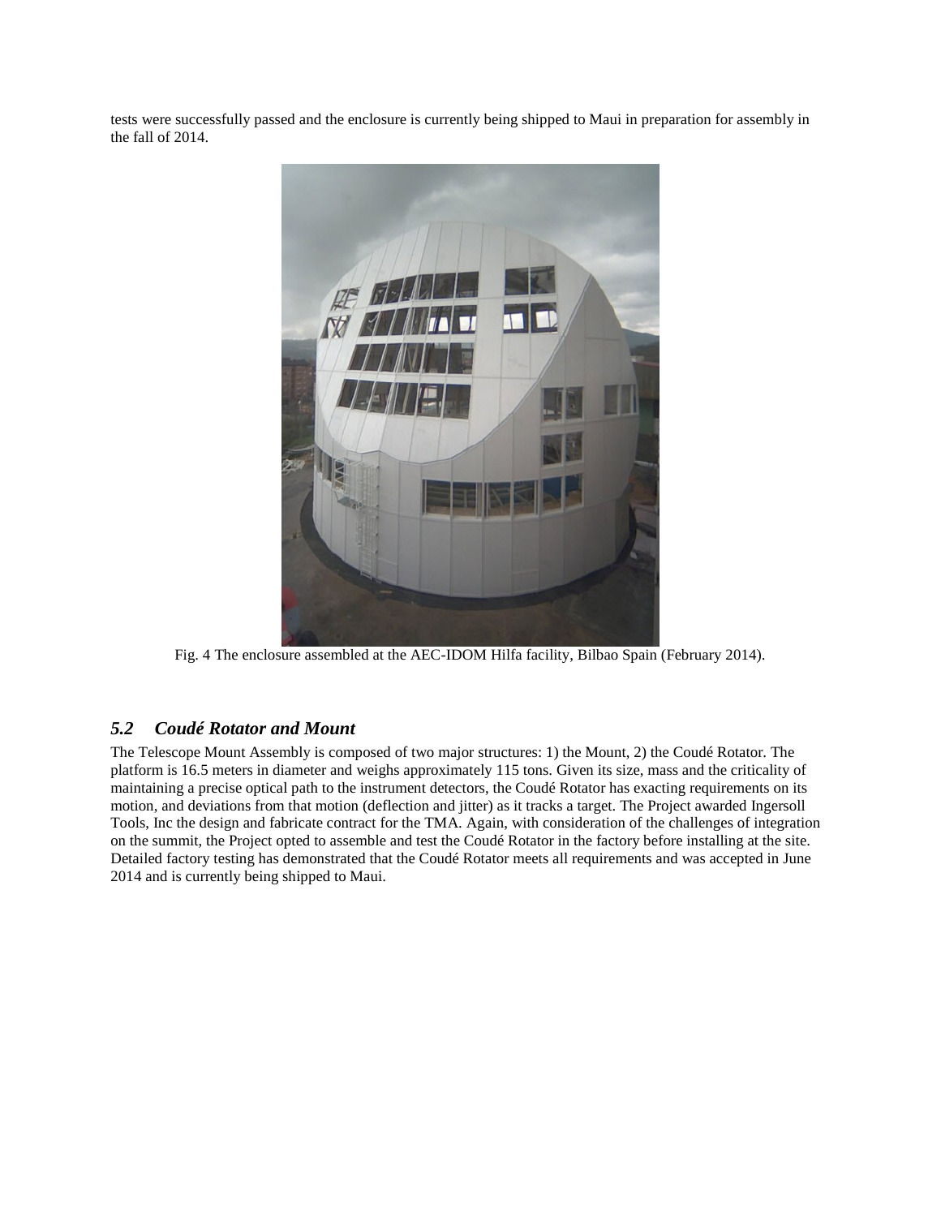tests were successfully passed and the enclosure is currently being shipped to Maui in preparation for assembly in the fall of 2014.

Fig. 4 The enclosure assembled at the AEC-IDOM Hilfa facility, Bilbao Spain (February 2014).

## *5.2 Coudé Rotator and Mount*

The Telescope Mount Assembly is composed of two major structures: 1) the Mount, 2) the Coudé Rotator. The platform is 16.5 meters in diameter and weighs approximately 115 tons. Given its size, mass and the criticality of maintaining a precise optical path to the instrument detectors, the Coudé Rotator has exacting requirements on its motion, and deviations from that motion (deflection and jitter) as it tracks a target. The Project awarded Ingersoll Tools, Inc the design and fabricate contract for the TMA. Again, with consideration of the challenges of integration on the summit, the Project opted to assemble and test the Coudé Rotator in the factory before installing at the site. Detailed factory testing has demonstrated that the Coudé Rotator meets all requirements and was accepted in June 2014 and is currently being shipped to Maui.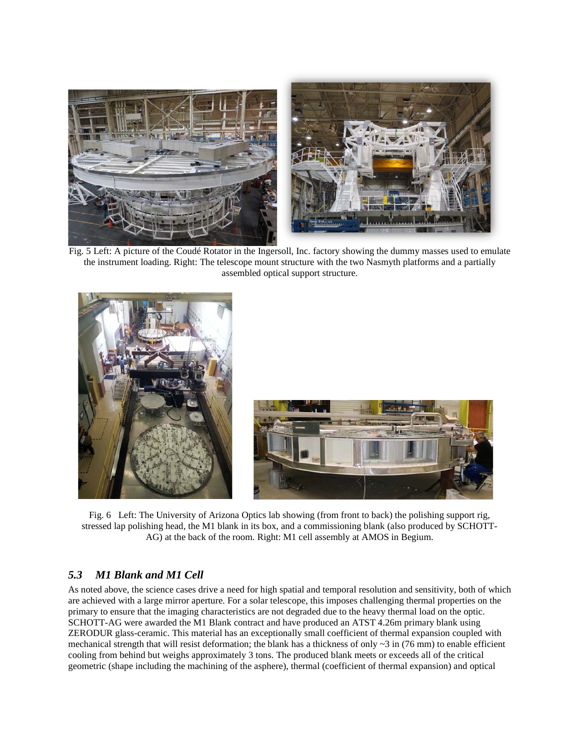Fig. 5 Left: A picture of the Coudé Rotator in the Ingersoll, Inc. factory showing the dummy masses used to emulate the instrument loading. Right: The telescope mount structure with the two Nasmyth platforms and a partially assembled optical support structure.

Fig. 6 Left: The University of Arizona Optics lab showing (from front to back) the polishing support rig, stressed lap polishing head, the M1 blank in its box, and a commissioning blank (also produced by SCHOTT-AG) at the back of the room. Right: M1 cell assembly at AMOS in Begium.

### *5.3 M1 Blank and M1 Cell*

As noted above, the science cases drive a need for high spatial and temporal resolution and sensitivity, both of which are achieved with a large mirror aperture. For a solar telescope, this imposes challenging thermal properties on the primary to ensure that the imaging characteristics are not degraded due to the heavy thermal load on the optic. SCHOTT-AG were awarded the M1 Blank contract and have produced an ATST 4.26m primary blank using ZERODUR glass-ceramic. This material has an exceptionally small coefficient of thermal expansion coupled with mechanical strength that will resist deformation; the blank has a thickness of only ~3 in (76 mm) to enable efficient cooling from behind but weighs approximately 3 tons. The produced blank meets or exceeds all of the critical geometric (shape including the machining of the asphere), thermal (coefficient of thermal expansion) and optical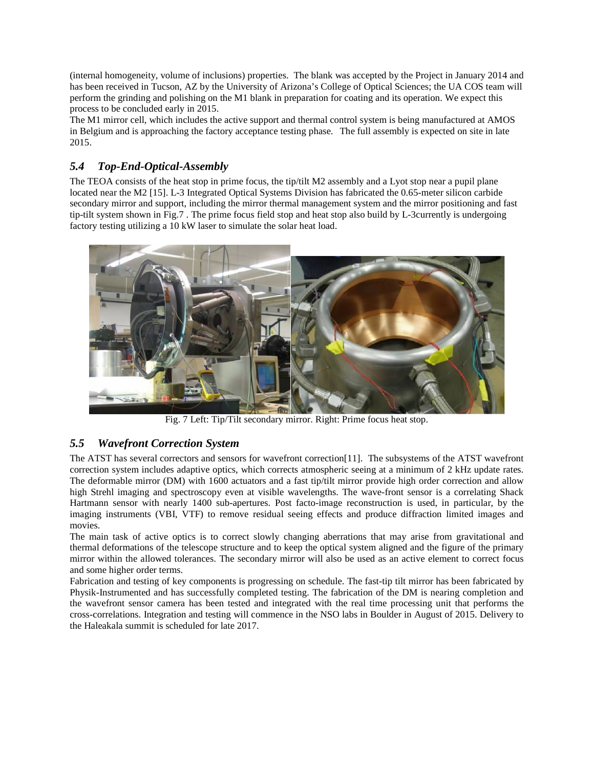(internal homogeneity, volume of inclusions) properties. The blank was accepted by the Project in January 2014 and has been received in Tucson, AZ by the University of Arizona's College of Optical Sciences; the UA COS team will perform the grinding and polishing on the M1 blank in preparation for coating and its operation. We expect this process to be concluded early in 2015.

The M1 mirror cell, which includes the active support and thermal control system is being manufactured at AMOS in Belgium and is approaching the factory acceptance testing phase. The full assembly is expected on site in late 2015.

### *5.4 Top-End-Optical-Assembly*

The TEOA consists of the heat stop in prime focus, the tip/tilt M2 assembly and a Lyot stop near a pupil plane located near the M2 [15]. L-3 Integrated Optical Systems Division has fabricated the 0.65-meter silicon carbide secondary mirror and support, including the mirror thermal management system and the mirror positioning and fast tip-tilt system shown in Fig.7 . The prime focus field stop and heat stop also build by L-3currently is undergoing factory testing utilizing a 10 kW laser to simulate the solar heat load.

Fig. 7 Left: Tip/Tilt secondary mirror. Right: Prime focus heat stop.

### *5.5 Wavefront Correction System*

The ATST has several correctors and sensors for wavefront correction[11]. The subsystems of the ATST wavefront correction system includes adaptive optics, which corrects atmospheric seeing at a minimum of 2 kHz update rates. The deformable mirror (DM) with 1600 actuators and a fast tip/tilt mirror provide high order correction and allow high Strehl imaging and spectroscopy even at visible wavelengths. The wave-front sensor is a correlating Shack Hartmann sensor with nearly 1400 sub-apertures. Post facto-image reconstruction is used, in particular, by the imaging instruments (VBI, VTF) to remove residual seeing effects and produce diffraction limited images and movies.

The main task of active optics is to correct slowly changing aberrations that may arise from gravitational and thermal deformations of the telescope structure and to keep the optical system aligned and the figure of the primary mirror within the allowed tolerances. The secondary mirror will also be used as an active element to correct focus and some higher order terms.

Fabrication and testing of key components is progressing on schedule. The fast-tip tilt mirror has been fabricated by Physik-Instrumented and has successfully completed testing. The fabrication of the DM is nearing completion and the wavefront sensor camera has been tested and integrated with the real time processing unit that performs the cross-correlations. Integration and testing will commence in the NSO labs in Boulder in August of 2015. Delivery to the Haleakala summit is scheduled for late 2017.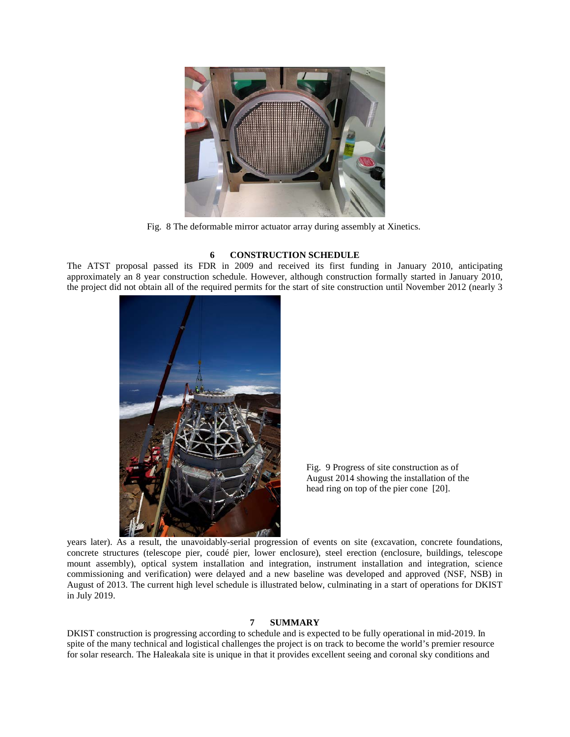Fig. 8 The deformable mirror actuator array during assembly at Xinetics.

## 6 CONSTRUCTION SCHEDULE

The ATST proposal passed its FDR in 2009 and received its first funding in January 2010, anticipating approximately an 8 year construction schedule. However, although construction formally started in January 2010, the project did not obtain all of the required permits for the start of site construction until November 2012 (nearly 3 years later). As a result, the unavoidably-serial progression of events on site (excavation, concrete foundations, concrete structures (telescope pier, coudé pier, lower enclosure), steel erection (enclosure, buildings, telescope mount assembly), optical system installation and integration, instrument installation and integration, science commissioning and verification) were delayed and a new baseline was developed and approved (NSF, NSB) in August of 2013. The current high level schedule is illustrated below, culminating in a start of operations for DKIST in July 2019.

Fig. 9 Progress of site construction as of August 2014 showing the installation of the head ring on top of the pier cone [20].

## 7 SUMMARY

DKIST construction is progressing according to schedule and is expected to be fully operational in mid-2019. In spite of the many technical and logistical challenges the project is on track to become the world's premier resource for solar research. The Haleakala site is unique in that it provides excellent seeing and coronal sky conditions and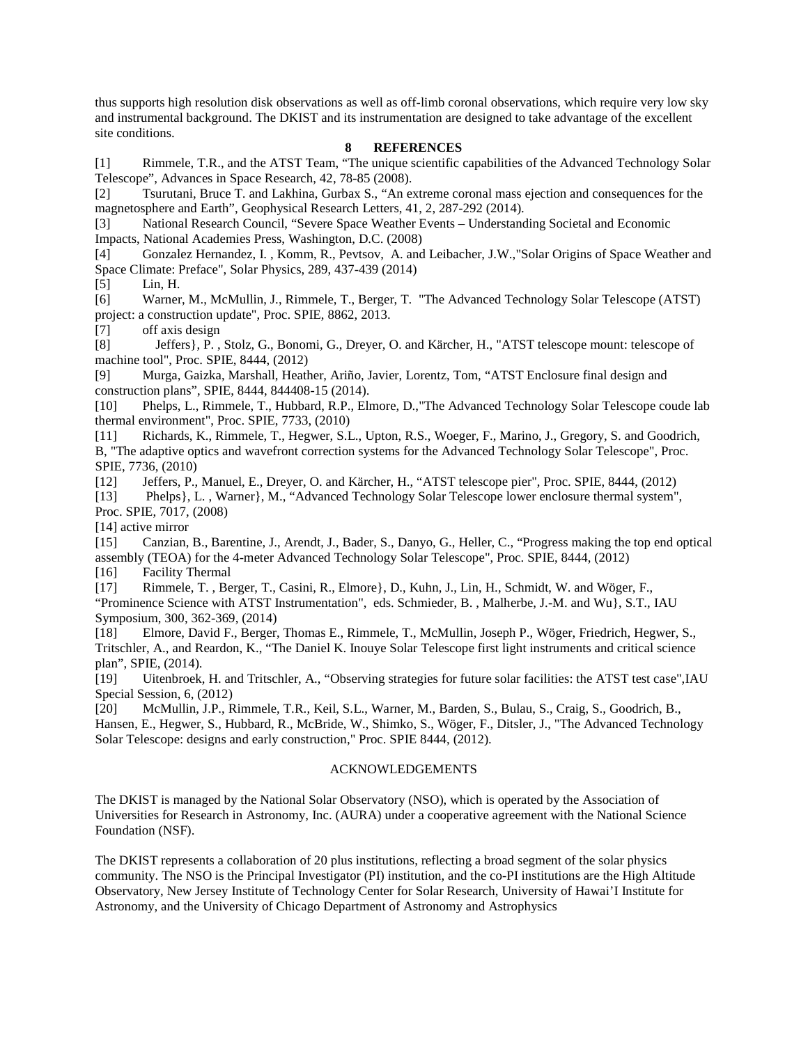thus supports high resolution disk observations as well as off-limb coronal observations, which require very low sky and instrumental background. The DKIST and its instrumentation are designed to take advantage of the excellent site conditions.

## 8 REFERENCES

[1] Rimmele, T.R., and the ATST Team, "The unique scientific capabilities of the Advanced Technology Solar Telescope", Advances in Space Research, 42, 78-85 (2008).

[2] Tsurutani, Bruce T. and Lakhina, Gurbax S., "An extreme coronal mass ejection and consequences for the magnetosphere and Earth", Geophysical Research Letters, 41, 2, 287-292 (2014).

[3] National Research Council, "Severe Space Weather Events – Understanding Societal and Economic Impacts, National Academies Press, Washington, D.C. (2008)

[4] Gonzalez Hernandez, I. , Komm, R., Pevtsov, A. and Leibacher, J.W.,"Solar Origins of Space Weather and Space Climate: Preface", Solar Physics, 289, 437-439 (2014)

[5] Lin, H.

[6] Warner, M., McMullin, J., Rimmele, T., Berger, T. "The Advanced Technology Solar Telescope (ATST) project: a construction update", Proc. SPIE, 8862, 2013.

[7] off axis design

[8] Jeffers}, P. , Stolz, G., Bonomi, G., Dreyer, O. and Kärcher, H., "ATST telescope mount: telescope of machine tool", Proc. SPIE, 8444, (2012)

[9] Murga, Gaizka, Marshall, Heather, Ariño, Javier, Lorentz, Tom, "ATST Enclosure final design and construction plans", SPIE, 8444, 844408-15 (2014).

[10] Phelps, L., Rimmele, T., Hubbard, R.P., Elmore, D.,"The Advanced Technology Solar Telescope coude lab thermal environment", Proc. SPIE, 7733, (2010)

[11] Richards, K., Rimmele, T., Hegwer, S.L., Upton, R.S., Woeger, F., Marino, J., Gregory, S. and Goodrich, B, "The adaptive optics and wavefront correction systems for the Advanced Technology Solar Telescope", Proc. SPIE, 7736, (2010)

[12] Jeffers, P., Manuel, E., Dreyer, O. and Kärcher, H., "ATST telescope pier", Proc. SPIE, 8444, (2012)

[13] Phelps}, L. , Warner}, M., "Advanced Technology Solar Telescope lower enclosure thermal system", Proc. SPIE, 7017, (2008)

[14] active mirror

[15] Canzian, B., Barentine, J., Arendt, J., Bader, S., Danyo, G., Heller, C., "Progress making the top end optical assembly (TEOA) for the 4-meter Advanced Technology Solar Telescope", Proc. SPIE, 8444, (2012)

[16] Facility Thermal

[17] Rimmele, T. , Berger, T., Casini, R., Elmore}, D., Kuhn, J., Lin, H., Schmidt, W. and Wöger, F., "Prominence Science with ATST Instrumentation", eds. Schmieder, B. , Malherbe, J.-M. and Wu}, S.T., IAU Symposium, 300, 362-369, (2014)

[18] Elmore, David F., Berger, Thomas E., Rimmele, T., McMullin, Joseph P., Wöger, Friedrich, Hegwer, S., Tritschler, A., and Reardon, K., "The Daniel K. Inouye Solar Telescope first light instruments and critical science plan", SPIE, (2014).

[19] Uitenbroek, H. and Tritschler, A., "Observing strategies for future solar facilities: the ATST test case",IAU Special Session, 6, (2012)

[20] McMullin, J.P., Rimmele, T.R., Keil, S.L., Warner, M., Barden, S., Bulau, S., Craig, S., Goodrich, B., Hansen, E., Hegwer, S., Hubbard, R., McBride, W., Shimko, S., Wöger, F., Ditsler, J., "The Advanced Technology Solar Telescope: designs and early construction," Proc. SPIE 8444, (2012).

## ACKNOWLEDGEMENTS

The DKIST is managed by the National Solar Observatory (NSO), which is operated by the Association of Universities for Research in Astronomy, Inc. (AURA) under a cooperative agreement with the National Science Foundation (NSF).

The DKIST represents a collaboration of 20 plus institutions, reflecting a broad segment of the solar physics community. The NSO is the Principal Investigator (PI) institution, and the co-PI institutions are the High Altitude Observatory, New Jersey Institute of Technology Center for Solar Research, University of Hawai'I Institute for Astronomy, and the University of Chicago Department of Astronomy and Astrophysics